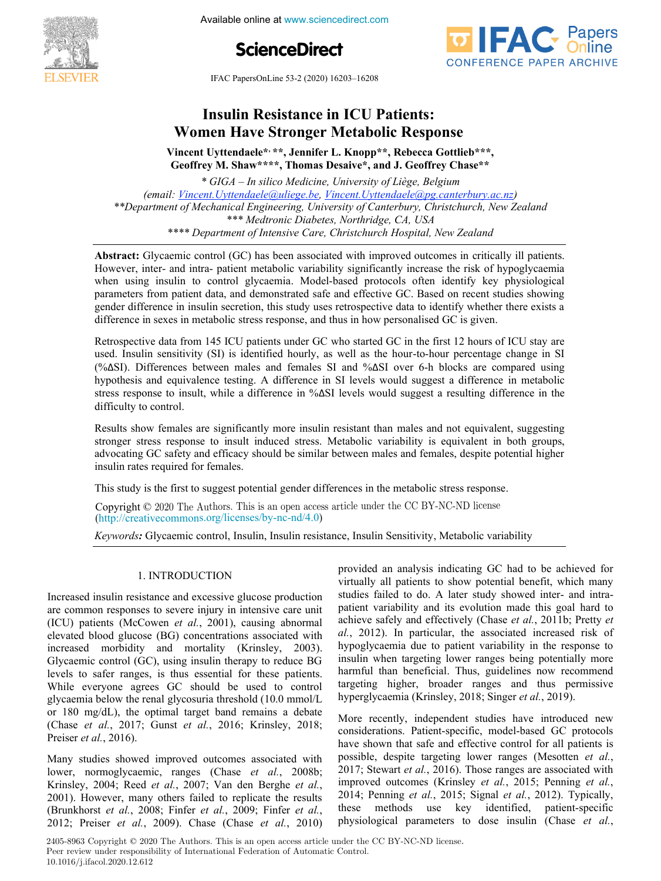# Insulin Resistance in ICU Patients: Women Have Stronger Metabolic Response

**Vincent Uyttendaele\*, \*\*, Jennifer L. Knopp\*\*, Rebecca Gottlieb\*\*\*, Geoffrey M. Shaw\*\*\*\*, Thomas Desaive\*, and J. Geoffrey Chase\*\***

\* *GIGA – In silico Medicine, University of Liège, Belgium*
*(email: Vincent.Uyttendaele@uliege.be, Vincent.Uyttendaele@pg.canterbury.ac.nz)*
\*\**Department of Mechanical Engineering, University of Canterbury, Christchurch, New Zealand*
\*\*\* *Medtronic Diabetes, Northridge, CA, USA*
\*\*\*\* *Department of Intensive Care, Christchurch Hospital, New Zealand*

**Abstract:** Glycaemic control (GC) has been associated with improved outcomes in critically ill patients. However, inter- and intra- patient metabolic variability significantly increase the risk of hypoglycaemia when using insulin to control glycaemia. Model-based protocols often identify key physiological parameters from patient data, and demonstrated safe and effective GC. Based on recent studies showing gender difference in insulin secretion, this study uses retrospective data to identify whether there exists a difference in sexes in metabolic stress response, and thus in how personalised GC is given.

Retrospective data from 145 ICU patients under GC who started GC in the first 12 hours of ICU stay are used. Insulin sensitivity (SI) is identified hourly, as well as the hour-to-hour percentage change in SI (%ΔSI). Differences between males and females SI and %ΔSI over 6-h blocks are compared using hypothesis and equivalence testing. A difference in SI levels would suggest a difference in metabolic stress response to insult, while a difference in %ΔSI levels would suggest a resulting difference in the difficulty to control.

Results show females are significantly more insulin resistant than males and not equivalent, suggesting stronger stress response to insult induced stress. Metabolic variability is equivalent in both groups, advocating GC safety and efficacy should be similar between males and females, despite potential higher insulin rates required for females.

This study is the first to suggest potential gender differences in the metabolic stress response.

Copyright © 2020 The Authors. This is an open access article under the CC BY-NC-ND license (http://creativecommons.org/licenses/by-nc-nd/4.0)

***Keywords:*** Glycaemic control, Insulin, Insulin resistance, Insulin Sensitivity, Metabolic variability

## 1. INTRODUCTION

Increased insulin resistance and excessive glucose production are common responses to severe injury in intensive care unit (ICU) patients (McCowen *et al.*, 2001), causing abnormal elevated blood glucose (BG) concentrations associated with increased morbidity and mortality (Krinsley, 2003). Glycaemic control (GC), using insulin therapy to reduce BG levels to safer ranges, is thus essential for these patients. While everyone agrees GC should be used to control glycaemia below the renal glycosuria threshold (10.0 mmol/L or 180 mg/dL), the optimal target band remains a debate (Chase *et al.*, 2017; Gunst *et al.*, 2016; Krinsley, 2018; Preiser *et al.*, 2016).

Many studies showed improved outcomes associated with lower, normoglycaemic, ranges (Chase *et al.*, 2008b; Krinsley, 2004; Reed *et al.*, 2007; Van den Berghe *et al.*, 2001). However, many others failed to replicate the results (Brunkhorst *et al.*, 2008; Finfer *et al.*, 2009; Finfer *et al.*, 2012; Preiser *et al.*, 2009). Chase (Chase *et al.*, 2010) provided an analysis indicating GC had to be achieved for virtually all patients to show potential benefit, which many studies failed to do. A later study showed inter- and intra-patient variability and its evolution made this goal hard to achieve safely and effectively (Chase *et al.*, 2011b; Pretty *et al.*, 2012). In particular, the associated increased risk of hypoglycaemia due to patient variability in the response to insulin when targeting lower ranges being potentially more harmful than beneficial. Thus, guidelines now recommend targeting higher, broader ranges and thus permissive hyperglycaemia (Krinsley, 2018; Singer *et al.*, 2019).

More recently, independent studies have introduced new considerations. Patient-specific, model-based GC protocols have shown that safe and effective control for all patients is possible, despite targeting lower ranges (Mesotten *et al.*, 2017; Stewart *et al.*, 2016). Those ranges are associated with improved outcomes (Krinsley *et al.*, 2015; Penning *et al.*, 2014; Penning *et al.*, 2015; Signal *et al.*, 2012). Typically, these methods use key identified, patient-specific physiological parameters to dose insulin (Chase *et al.*,

2405-8963 Copyright © 2020 The Authors. This is an open access article under the CC BY-NC-ND license.
Peer review under responsibility of International Federation of Automatic Control.
10.1016/j.ifacol.2020.12.612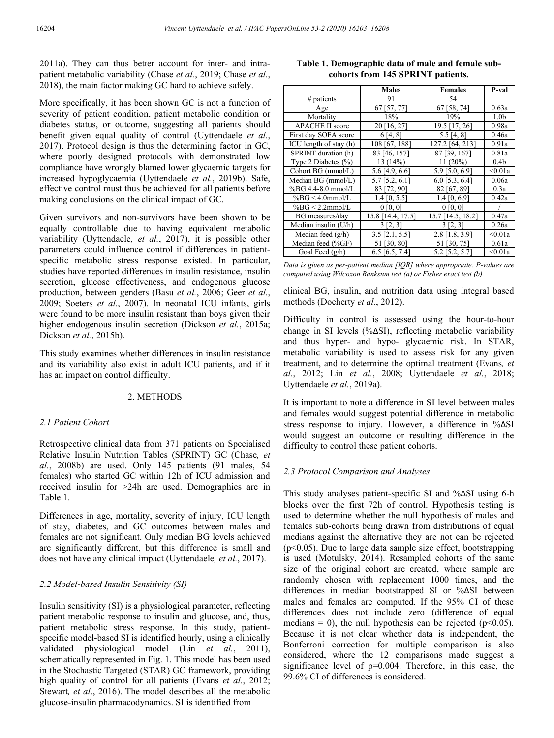2011a). They can thus better account for inter- and intra-patient metabolic variability (Chase *et al.*, 2019; Chase *et al.*, 2018), the main factor making GC hard to achieve safely.

More specifically, it has been shown GC is not a function of severity of patient condition, patient metabolic condition or diabetes status, or outcome, suggesting all patients should benefit given equal quality of control (Uyttendaele *et al.*, 2017). Protocol design is thus the determining factor in GC, where poorly designed protocols with demonstrated low compliance have wrongly blamed lower glycaemic targets for increased hypoglycaemia (Uyttendaele *et al.*, 2019b). Safe, effective control must thus be achieved for all patients before making conclusions on the clinical impact of GC.

Given survivors and non-survivors have been shown to be equally controllable due to having equivalent metabolic variability (Uyttendaele*, et al.*, 2017), it is possible other parameters could influence control if differences in patient-specific metabolic stress response existed. In particular, studies have reported differences in insulin resistance, insulin secretion, glucose effectiveness, and endogenous glucose production, between genders (Basu *et al.*, 2006; Geer *et al.*, 2009; Soeters *et al.*, 2007). In neonatal ICU infants, girls were found to be more insulin resistant than boys given their higher endogenous insulin secretion (Dickson *et al.*, 2015a; Dickson *et al.*, 2015b).

This study examines whether differences in insulin resistance and its variability also exist in adult ICU patients, and if it has an impact on control difficulty.

## 2. METHODS

### *2.1 Patient Cohort*

Retrospective clinical data from 371 patients on Specialised Relative Insulin Nutrition Tables (SPRINT) GC (Chase*, et al.*, 2008b) are used. Only 145 patients (91 males, 54 females) who started GC within 12h of ICU admission and received insulin for >24h are used. Demographics are in Table 1.

Differences in age, mortality, severity of injury, ICU length of stay, diabetes, and GC outcomes between males and females are not significant. Only median BG levels achieved are significantly different, but this difference is small and does not have any clinical impact (Uyttendaele*, et al.*, 2017).

### *2.2 Model-based Insulin Sensitivity (SI)*

Insulin sensitivity (SI) is a physiological parameter, reflecting patient metabolic response to insulin and glucose, and, thus, patient metabolic stress response. In this study, patient-specific model-based SI is identified hourly, using a clinically validated physiological model (Lin *et al.*, 2011), schematically represented in Fig. 1. This model has been used in the Stochastic Targeted (STAR) GC framework, providing high quality of control for all patients (Evans *et al.*, 2012; Stewart*, et al.*, 2016). The model describes all the metabolic glucose-insulin pharmacodynamics. SI is identified from clinical BG, insulin, and nutrition data using integral based methods (Docherty *et al.*, 2012).

**Table 1. Demographic data of male and female sub-cohorts from 145 SPRINT patients.**

| | Males | Females | P-val |
|---|---|---|---|
| # patients | 91 | 54 | |
| Age | 67 [57, 77] | 67 [58, 74] | 0.63a |
| Mortality | 18% | 19% | 1.0b |
| APACHE II score | 20 [16, 27] | 19.5 [17, 26] | 0.98a |
| First day SOFA score | 6 [4, 8] | 5.5 [4, 8] | 0.46a |
| ICU length of stay (h) | 108 [67, 188] | 127.2 [64, 213] | 0.91a |
| SPRINT duration (h) | 83 [46, 157] | 87 [39, 167] | 0.81a |
| Type 2 Diabetes (%) | 13 (14%) | 11 (20%) | 0.4b |
| Cohort BG (mmol/L) | 5.6 [4.9, 6.6] | 5.9 [5.0, 6.9] | <0.01a |
| Median BG (mmol/L) | 5.7 [5.2, 6.1] | 6.0 [5.3, 6.4] | 0.06a |
| %BG 4.4-8.0 mmol/L | 83 [72, 90] | 82 [67, 89] | 0.3a |
| %BG < 4.0mmol/L | 1.4 [0, 5.5] | 1.4 [0, 6.9] | 0.42a |
| %BG < 2.2mmol/L | 0 [0, 0] | 0 [0, 0] | / |
| BG measures/day | 15.8 [14.4, 17.5] | 15.7 [14.5, 18.2] | 0.47a |
| Median insulin (U/h) | 3 [2, 3] | 3 [2, 3] | 0.26a |
| Median feed (g/h) | 3.5 [2.1, 5.5] | 2.8 [1.8, 3.9] | <0.01a |
| Median feed (%GF) | 51 [30, 80] | 51 [30, 75] | 0.61a |
| Goal Feed (g/h) | 6.5 [6.5, 7.4] | 5.2 [5.2, 5.7] | <0.01a |

*Data is given as per-patient median [IQR] where appropriate. P-values are computed using Wilcoxon Ranksum test (a) or Fisher exact test (b).*

Difficulty in control is assessed using the hour-to-hour change in SI levels (%ΔSI), reflecting metabolic variability and thus hyper- and hypo- glycaemic risk. In STAR, metabolic variability is used to assess risk for any given treatment, and to determine the optimal treatment (Evans*, et al.*, 2012; Lin *et al.*, 2008; Uyttendaele *et al.*, 2018; Uyttendaele *et al.*, 2019a).

It is important to note a difference in SI level between males and females would suggest potential difference in metabolic stress response to injury. However, a difference in %ΔSI would suggest an outcome or resulting difference in the difficulty to control these patient cohorts.

### *2.3 Protocol Comparison and Analyses*

This study analyses patient-specific SI and %ΔSI using 6-h blocks over the first 72h of control. Hypothesis testing is used to determine whether the null hypothesis of males and females sub-cohorts being drawn from distributions of equal medians against the alternative they are not can be rejected ($p<0.05$). Due to large data sample size effect, bootstrapping is used (Motulsky, 2014). Resampled cohorts of the same size of the original cohort are created, where sample are randomly chosen with replacement 1000 times, and the differences in median bootstrapped SI or %ΔSI between males and females are computed. If the 95% CI of these differences does not include zero (difference of equal medians = 0), the null hypothesis can be rejected ($p<0.05$). Because it is not clear whether data is independent, the Bonferroni correction for multiple comparison is also considered, where the 12 comparisons made suggest a significance level of $p=0.004$. Therefore, in this case, the 99.6% CI of differences is considered.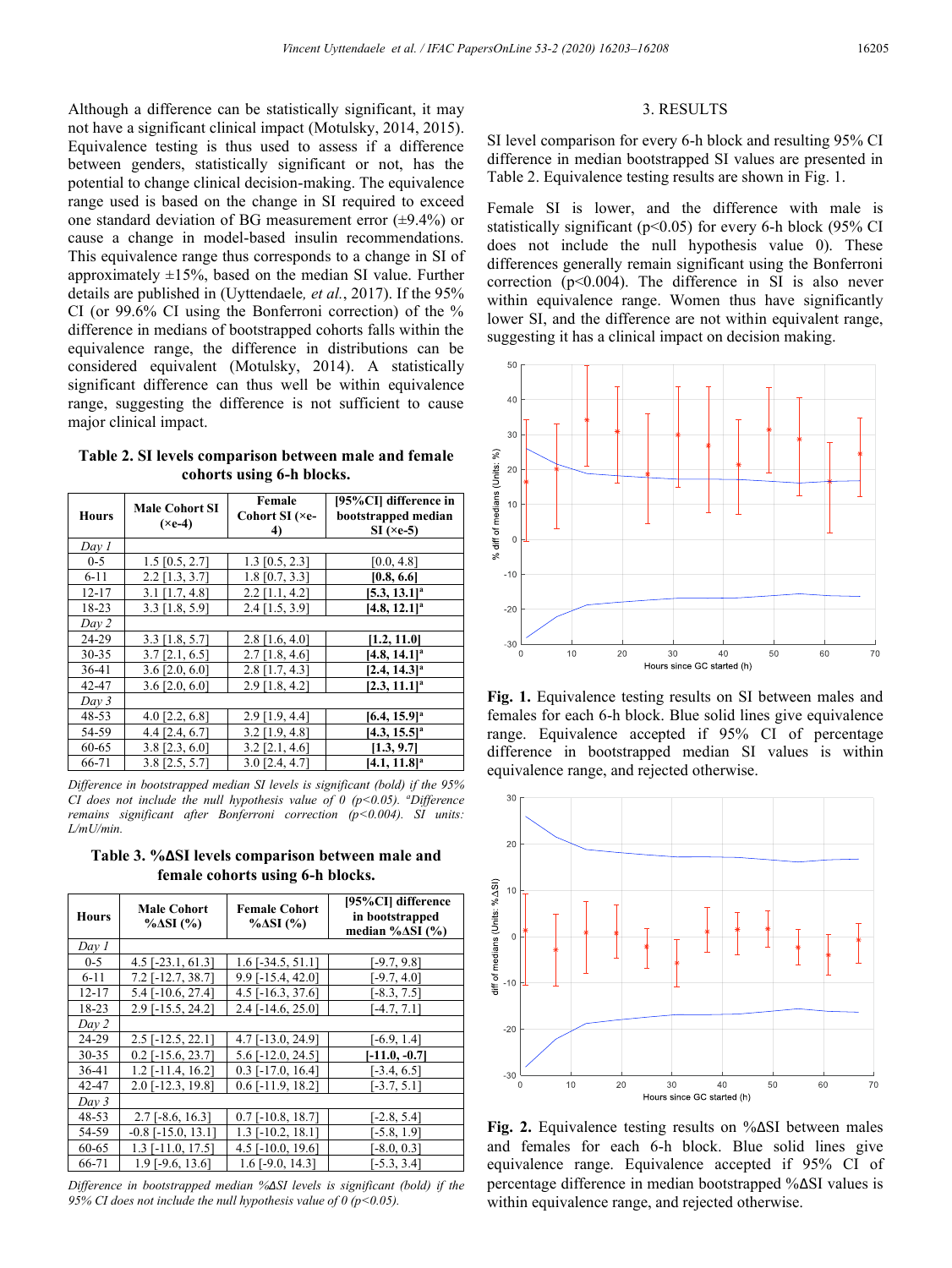Although a difference can be statistically significant, it may not have a significant clinical impact (Motulsky, 2014, 2015). Equivalence testing is thus used to assess if a difference between genders, statistically significant or not, has the potential to change clinical decision-making. The equivalence range used is based on the change in SI required to exceed one standard deviation of BG measurement error (±9.4%) or cause a change in model-based insulin recommendations. This equivalence range thus corresponds to a change in SI of approximately ±15%, based on the median SI value. Further details are published in (Uyttendaele, *et al.*, 2017). If the 95% CI (or 99.6% CI using the Bonferroni correction) of the % difference in medians of bootstrapped cohorts falls within the equivalence range, the difference in distributions can be considered equivalent (Motulsky, 2014). A statistically significant difference can thus well be within equivalence range, suggesting the difference is not sufficient to cause major clinical impact.

**Table 2. SI levels comparison between male and female cohorts using 6-h blocks.**

| Hours | Male Cohort SI (×e-4) | Female Cohort SI (×e-4) | [95%CI] difference in bootstrapped median SI (×e-5) |
|---|---|---|---|
| *Day 1* | | | |
| 0-5 | 1.5 [0.5, 2.7] | 1.3 [0.5, 2.3] | [0.0, 4.8] |
| 6-11 | 2.2 [1.3, 3.7] | 1.8 [0.7, 3.3] | **[0.8, 6.6]** |
| 12-17 | 3.1 [1.7, 4.8] | 2.2 [1.1, 4.2] | **[5.3, 13.1][a]** |
| 18-23 | 3.3 [1.8, 5.9] | 2.4 [1.5, 3.9] | **[4.8, 12.1][a]** |
| *Day 2* | | | |
| 24-29 | 3.3 [1.8, 5.7] | 2.8 [1.6, 4.0] | **[1.2, 11.0]** |
| 30-35 | 3.7 [2.1, 6.5] | 2.7 [1.8, 4.6] | **[4.8, 14.1][a]** |
| 36-41 | 3.6 [2.0, 6.0] | 2.8 [1.7, 4.3] | **[2.4, 14.3][a]** |
| 42-47 | 3.6 [2.0, 6.0] | 2.9 [1.8, 4.2] | **[2.3, 11.1][a]** |
| *Day 3* | | | |
| 48-53 | 4.0 [2.2, 6.8] | 2.9 [1.9, 4.4] | **[6.4, 15.9][a]** |
| 54-59 | 4.4 [2.4, 6.7] | 3.2 [1.9, 4.8] | **[4.3, 15.5][a]** |
| 60-65 | 3.8 [2.3, 6.0] | 3.2 [2.1, 4.6] | **[1.3, 9.7]** |
| 66-71 | 3.8 [2.5, 5.7] | 3.0 [2.4, 4.7] | **[4.1, 11.8][a]** |

*Difference in bootstrapped median SI levels is significant (bold) if the 95% CI does not include the null hypothesis value of 0 ($p<0.05$). [a]Difference remains significant after Bonferroni correction ($p<0.004$). SI units: L/mU/min.*

**Table 3. %ΔSI levels comparison between male and female cohorts using 6-h blocks.**

| Hours | Male Cohort %ΔSI (%) | Female Cohort %ΔSI (%) | [95%CI] difference in bootstrapped median %ΔSI (%) |
|---|---|---|---|
| *Day 1* | | | |
| 0-5 | 4.5 [-23.1, 61.3] | 1.6 [-34.5, 51.1] | [-9.7, 9.8] |
| 6-11 | 7.2 [-12.7, 38.7] | 9.9 [-15.4, 42.0] | [-9.7, 4.0] |
| 12-17 | 5.4 [-10.6, 27.4] | 4.5 [-16.3, 37.6] | [-8.3, 7.5] |
| 18-23 | 2.9 [-15.5, 24.2] | 2.4 [-14.6, 25.0] | [-4.7, 7.1] |
| *Day 2* | | | |
| 24-29 | 2.5 [-12.5, 22.1] | 4.7 [-13.0, 24.9] | [-6.9, 1.4] |
| 30-35 | 0.2 [-15.6, 23.7] | 5.6 [-12.0, 24.5] | **[-11.0, -0.7]** |
| 36-41 | 1.2 [-11.4, 16.2] | 0.3 [-17.0, 16.4] | [-3.4, 6.5] |
| 42-47 | 2.0 [-12.3, 19.8] | 0.6 [-11.9, 18.2] | [-3.7, 5.1] |
| *Day 3* | | | |
| 48-53 | 2.7 [-8.6, 16.3] | 0.7 [-10.8, 18.7] | [-2.8, 5.4] |
| 54-59 | -0.8 [-15.0, 13.1] | 1.3 [-10.2, 18.1] | [-5.8, 1.9] |
| 60-65 | 1.3 [-11.0, 17.5] | 4.5 [-10.0, 19.6] | [-8.0, 0.3] |
| 66-71 | 1.9 [-9.6, 13.6] | 1.6 [-9.0, 14.3] | [-5.3, 3.4] |

*Difference in bootstrapped median %ΔSI levels is significant (bold) if the 95% CI does not include the null hypothesis value of 0 ($p<0.05$).*

## 3. RESULTS

SI level comparison for every 6-h block and resulting 95% CI difference in median bootstrapped SI values are presented in Table 2. Equivalence testing results are shown in Fig. 1.

Female SI is lower, and the difference with male is statistically significant ($p<0.05$) for every 6-h block (95% CI does not include the null hypothesis value 0). These differences generally remain significant using the Bonferroni correction ($p<0.004$). The difference in SI is also never within equivalence range. Women thus have significantly lower SI, and the difference are not within equivalent range, suggesting it has a clinical impact on decision making.

**Fig. 1.** Equivalence testing results on SI between males and females for each 6-h block. Blue solid lines give equivalence range. Equivalence accepted if 95% CI of percentage difference in bootstrapped median SI values is within equivalence range, and rejected otherwise.

**Fig. 2.** Equivalence testing results on %ΔSI between males and females for each 6-h block. Blue solid lines give equivalence range. Equivalence accepted if 95% CI of percentage difference in median bootstrapped %ΔSI values is within equivalence range, and rejected otherwise.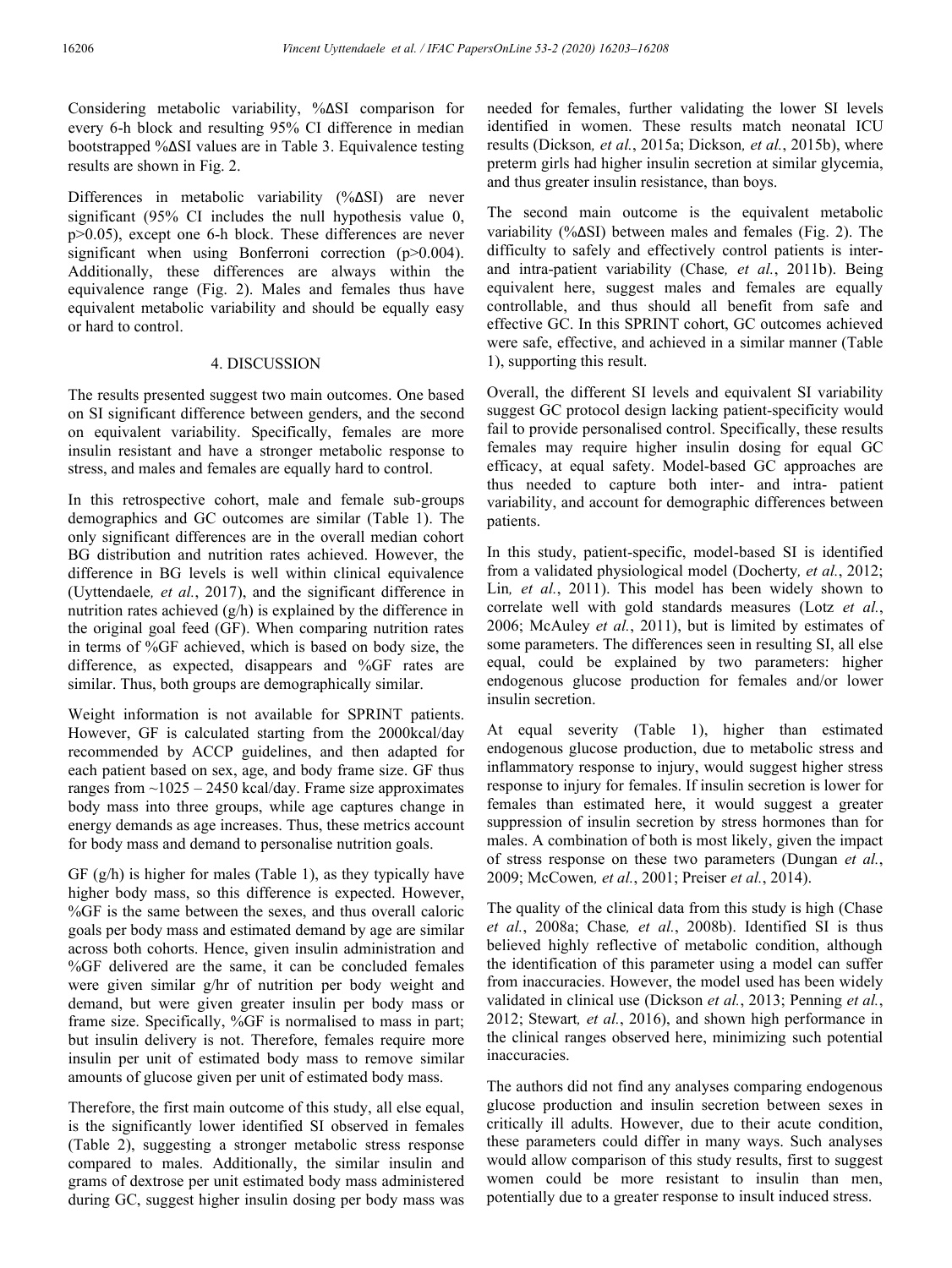Considering metabolic variability, %ΔSI comparison for every 6-h block and resulting 95% CI difference in median bootstrapped %ΔSI values are in Table 3. Equivalence testing results are shown in Fig. 2.

Differences in metabolic variability (%ΔSI) are never significant (95% CI includes the null hypothesis value 0, p>0.05), except one 6-h block. These differences are never significant when using Bonferroni correction (p>0.004). Additionally, these differences are always within the equivalence range (Fig. 2). Males and females thus have equivalent metabolic variability and should be equally easy or hard to control.

## 4. DISCUSSION

The results presented suggest two main outcomes. One based on SI significant difference between genders, and the second on equivalent variability. Specifically, females are more insulin resistant and have a stronger metabolic response to stress, and males and females are equally hard to control.

In this retrospective cohort, male and female sub-groups demographics and GC outcomes are similar (Table 1). The only significant differences are in the overall median cohort BG distribution and nutrition rates achieved. However, the difference in BG levels is well within clinical equivalence (Uyttendaele*, et al.*, 2017), and the significant difference in nutrition rates achieved (g/h) is explained by the difference in the original goal feed (GF). When comparing nutrition rates in terms of %GF achieved, which is based on body size, the difference, as expected, disappears and %GF rates are similar. Thus, both groups are demographically similar.

Weight information is not available for SPRINT patients. However, GF is calculated starting from the 2000kcal/day recommended by ACCP guidelines, and then adapted for each patient based on sex, age, and body frame size. GF thus ranges from ~1025 – 2450 kcal/day. Frame size approximates body mass into three groups, while age captures change in energy demands as age increases. Thus, these metrics account for body mass and demand to personalise nutrition goals.

GF (g/h) is higher for males (Table 1), as they typically have higher body mass, so this difference is expected. However, %GF is the same between the sexes, and thus overall caloric goals per body mass and estimated demand by age are similar across both cohorts. Hence, given insulin administration and %GF delivered are the same, it can be concluded females were given similar g/hr of nutrition per body weight and demand, but were given greater insulin per body mass or frame size. Specifically, %GF is normalised to mass in part; but insulin delivery is not. Therefore, females require more insulin per unit of estimated body mass to remove similar amounts of glucose given per unit of estimated body mass.

Therefore, the first main outcome of this study, all else equal, is the significantly lower identified SI observed in females (Table 2), suggesting a stronger metabolic stress response compared to males. Additionally, the similar insulin and grams of dextrose per unit estimated body mass administered during GC, suggest higher insulin dosing per body mass was needed for females, further validating the lower SI levels identified in women. These results match neonatal ICU results (Dickson*, et al.*, 2015a; Dickson*, et al.*, 2015b), where preterm girls had higher insulin secretion at similar glycemia, and thus greater insulin resistance, than boys.

The second main outcome is the equivalent metabolic variability (%ΔSI) between males and females (Fig. 2). The difficulty to safely and effectively control patients is inter- and intra-patient variability (Chase*, et al.*, 2011b). Being equivalent here, suggest males and females are equally controllable, and thus should all benefit from safe and effective GC. In this SPRINT cohort, GC outcomes achieved were safe, effective, and achieved in a similar manner (Table 1), supporting this result.

Overall, the different SI levels and equivalent SI variability suggest GC protocol design lacking patient-specificity would fail to provide personalised control. Specifically, these results females may require higher insulin dosing for equal GC efficacy, at equal safety. Model-based GC approaches are thus needed to capture both inter- and intra- patient variability, and account for demographic differences between patients.

In this study, patient-specific, model-based SI is identified from a validated physiological model (Docherty*, et al.*, 2012; Lin*, et al.*, 2011). This model has been widely shown to correlate well with gold standards measures (Lotz *et al.*, 2006; McAuley *et al.*, 2011), but is limited by estimates of some parameters. The differences seen in resulting SI, all else equal, could be explained by two parameters: higher endogenous glucose production for females and/or lower insulin secretion.

At equal severity (Table 1), higher than estimated endogenous glucose production, due to metabolic stress and inflammatory response to injury, would suggest higher stress response to injury for females. If insulin secretion is lower for females than estimated here, it would suggest a greater suppression of insulin secretion by stress hormones than for males. A combination of both is most likely, given the impact of stress response on these two parameters (Dungan *et al.*, 2009; McCowen*, et al.*, 2001; Preiser *et al.*, 2014).

The quality of the clinical data from this study is high (Chase *et al.*, 2008a; Chase*, et al.*, 2008b). Identified SI is thus believed highly reflective of metabolic condition, although the identification of this parameter using a model can suffer from inaccuracies. However, the model used has been widely validated in clinical use (Dickson *et al.*, 2013; Penning *et al.*, 2012; Stewart*, et al.*, 2016), and shown high performance in the clinical ranges observed here, minimizing such potential inaccuracies.

The authors did not find any analyses comparing endogenous glucose production and insulin secretion between sexes in critically ill adults. However, due to their acute condition, these parameters could differ in many ways. Such analyses would allow comparison of this study results, first to suggest women could be more resistant to insulin than men, potentially due to a greater response to insult induced stress.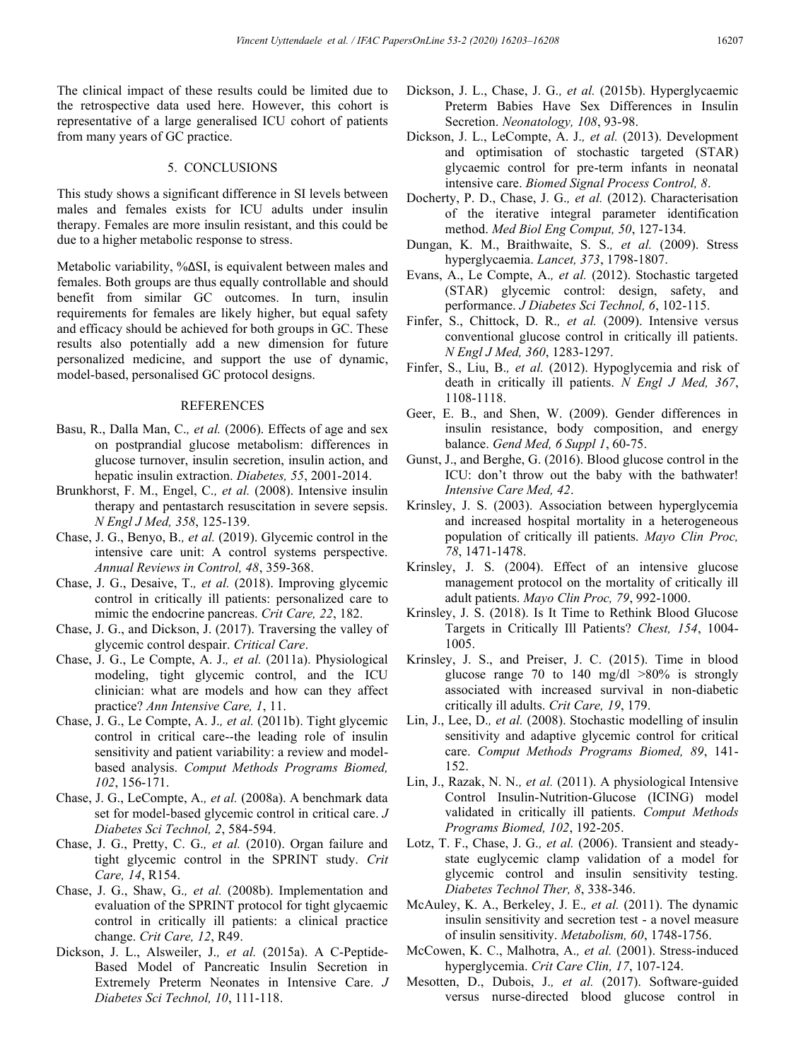The clinical impact of these results could be limited due to the retrospective data used here. However, this cohort is representative of a large generalised ICU cohort of patients from many years of GC practice.

## 5. CONCLUSIONS

This study shows a significant difference in SI levels between males and females exists for ICU adults under insulin therapy. Females are more insulin resistant, and this could be due to a higher metabolic response to stress.

Metabolic variability, %ΔSI, is equivalent between males and females. Both groups are thus equally controllable and should benefit from similar GC outcomes. In turn, insulin requirements for females are likely higher, but equal safety and efficacy should be achieved for both groups in GC. These results also potentially add a new dimension for future personalized medicine, and support the use of dynamic, model-based, personalised GC protocol designs.

## REFERENCES

Basu, R., Dalla Man, C., *et al.* (2006). Effects of age and sex on postprandial glucose metabolism: differences in glucose turnover, insulin secretion, insulin action, and hepatic insulin extraction. *Diabetes, 55*, 2001-2014.

Brunkhorst, F. M., Engel, C., *et al.* (2008). Intensive insulin therapy and pentastarch resuscitation in severe sepsis. *N Engl J Med, 358*, 125-139.

Chase, J. G., Benyo, B., *et al.* (2019). Glycemic control in the intensive care unit: A control systems perspective. *Annual Reviews in Control, 48*, 359-368.

Chase, J. G., Desaive, T., *et al.* (2018). Improving glycemic control in critically ill patients: personalized care to mimic the endocrine pancreas. *Crit Care, 22*, 182.

Chase, J. G., and Dickson, J. (2017). Traversing the valley of glycemic control despair. *Critical Care*.

Chase, J. G., Le Compte, A. J., *et al.* (2011a). Physiological modeling, tight glycemic control, and the ICU clinician: what are models and how can they affect practice? *Ann Intensive Care, 1*, 11.

Chase, J. G., Le Compte, A. J., *et al.* (2011b). Tight glycemic control in critical care--the leading role of insulin sensitivity and patient variability: a review and model-based analysis. *Comput Methods Programs Biomed, 102*, 156-171.

Chase, J. G., LeCompte, A., *et al.* (2008a). A benchmark data set for model-based glycemic control in critical care. *J Diabetes Sci Technol, 2*, 584-594.

Chase, J. G., Pretty, C. G., *et al.* (2010). Organ failure and tight glycemic control in the SPRINT study. *Crit Care, 14*, R154.

Chase, J. G., Shaw, G., *et al.* (2008b). Implementation and evaluation of the SPRINT protocol for tight glycaemic control in critically ill patients: a clinical practice change. *Crit Care, 12*, R49.

Dickson, J. L., Alsweiler, J., *et al.* (2015a). A C-Peptide-Based Model of Pancreatic Insulin Secretion in Extremely Preterm Neonates in Intensive Care. *J Diabetes Sci Technol, 10*, 111-118.

Dickson, J. L., Chase, J. G., *et al.* (2015b). Hyperglycaemic Preterm Babies Have Sex Differences in Insulin Secretion. *Neonatology, 108*, 93-98.

Dickson, J. L., LeCompte, A. J., *et al.* (2013). Development and optimisation of stochastic targeted (STAR) glycaemic control for pre-term infants in neonatal intensive care. *Biomed Signal Process Control, 8*.

Docherty, P. D., Chase, J. G., *et al.* (2012). Characterisation of the iterative integral parameter identification method. *Med Biol Eng Comput, 50*, 127-134.

Dungan, K. M., Braithwaite, S. S., *et al.* (2009). Stress hyperglycaemia. *Lancet, 373*, 1798-1807.

Evans, A., Le Compte, A., *et al.* (2012). Stochastic targeted (STAR) glycemic control: design, safety, and performance. *J Diabetes Sci Technol, 6*, 102-115.

Finfer, S., Chittock, D. R., *et al.* (2009). Intensive versus conventional glucose control in critically ill patients. *N Engl J Med, 360*, 1283-1297.

Finfer, S., Liu, B., *et al.* (2012). Hypoglycemia and risk of death in critically ill patients. *N Engl J Med, 367*, 1108-1118.

Geer, E. B., and Shen, W. (2009). Gender differences in insulin resistance, body composition, and energy balance. *Gend Med, 6 Suppl 1*, 60-75.

Gunst, J., and Berghe, G. (2016). Blood glucose control in the ICU: don't throw out the baby with the bathwater! *Intensive Care Med, 42*.

Krinsley, J. S. (2003). Association between hyperglycemia and increased hospital mortality in a heterogeneous population of critically ill patients. *Mayo Clin Proc, 78*, 1471-1478.

Krinsley, J. S. (2004). Effect of an intensive glucose management protocol on the mortality of critically ill adult patients. *Mayo Clin Proc, 79*, 992-1000.

Krinsley, J. S. (2018). Is It Time to Rethink Blood Glucose Targets in Critically Ill Patients? *Chest, 154*, 1004-1005.

Krinsley, J. S., and Preiser, J. C. (2015). Time in blood glucose range 70 to 140 mg/dl >80% is strongly associated with increased survival in non-diabetic critically ill adults. *Crit Care, 19*, 179.

Lin, J., Lee, D., *et al.* (2008). Stochastic modelling of insulin sensitivity and adaptive glycemic control for critical care. *Comput Methods Programs Biomed, 89*, 141-152.

Lin, J., Razak, N. N., *et al.* (2011). A physiological Intensive Control Insulin-Nutrition-Glucose (ICING) model validated in critically ill patients. *Comput Methods Programs Biomed, 102*, 192-205.

Lotz, T. F., Chase, J. G., *et al.* (2006). Transient and steady-state euglycemic clamp validation of a model for glycemic control and insulin sensitivity testing. *Diabetes Technol Ther, 8*, 338-346.

McAuley, K. A., Berkeley, J. E., *et al.* (2011). The dynamic insulin sensitivity and secretion test - a novel measure of insulin sensitivity. *Metabolism, 60*, 1748-1756.

McCowen, K. C., Malhotra, A., *et al.* (2001). Stress-induced hyperglycemia. *Crit Care Clin, 17*, 107-124.

Mesotten, D., Dubois, J., *et al.* (2017). Software-guided versus nurse-directed blood glucose control in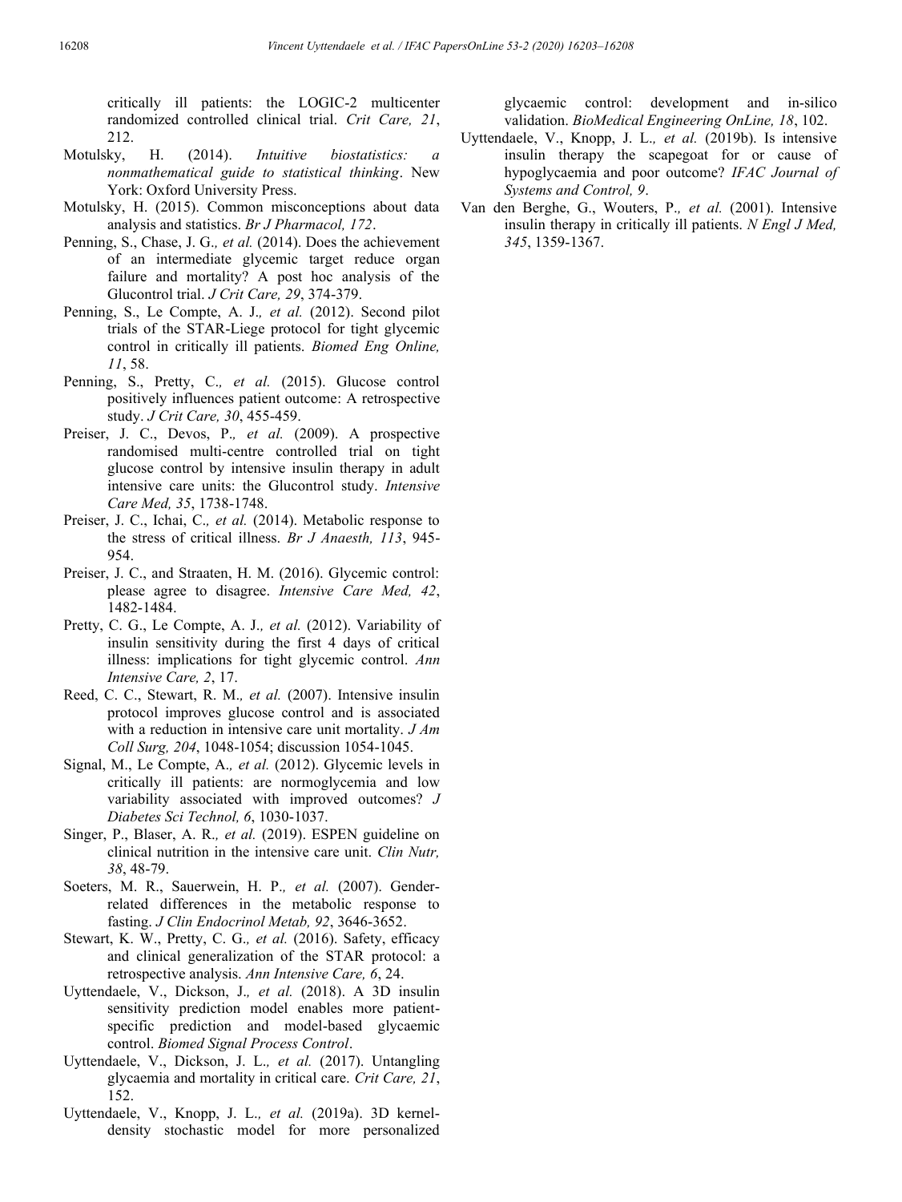critically ill patients: the LOGIC-2 multicenter randomized controlled clinical trial. *Crit Care, 21*, 212.

Motulsky, H. (2014). *Intuitive biostatistics: a nonmathematical guide to statistical thinking*. New York: Oxford University Press.

Motulsky, H. (2015). Common misconceptions about data analysis and statistics. *Br J Pharmacol, 172*.

Penning, S., Chase, J. G.*, et al.* (2014). Does the achievement of an intermediate glycemic target reduce organ failure and mortality? A post hoc analysis of the Glucontrol trial. *J Crit Care, 29*, 374-379.

Penning, S., Le Compte, A. J.*, et al.* (2012). Second pilot trials of the STAR-Liege protocol for tight glycemic control in critically ill patients. *Biomed Eng Online, 11*, 58.

Penning, S., Pretty, C.*, et al.* (2015). Glucose control positively influences patient outcome: A retrospective study. *J Crit Care, 30*, 455-459.

Preiser, J. C., Devos, P.*, et al.* (2009). A prospective randomised multi-centre controlled trial on tight glucose control by intensive insulin therapy in adult intensive care units: the Glucontrol study. *Intensive Care Med, 35*, 1738-1748.

Preiser, J. C., Ichai, C.*, et al.* (2014). Metabolic response to the stress of critical illness. *Br J Anaesth, 113*, 945-954.

Preiser, J. C., and Straaten, H. M. (2016). Glycemic control: please agree to disagree. *Intensive Care Med, 42*, 1482-1484.

Pretty, C. G., Le Compte, A. J.*, et al.* (2012). Variability of insulin sensitivity during the first 4 days of critical illness: implications for tight glycemic control. *Ann Intensive Care, 2*, 17.

Reed, C. C., Stewart, R. M.*, et al.* (2007). Intensive insulin protocol improves glucose control and is associated with a reduction in intensive care unit mortality. *J Am Coll Surg, 204*, 1048-1054; discussion 1054-1045.

Signal, M., Le Compte, A.*, et al.* (2012). Glycemic levels in critically ill patients: are normoglycemia and low variability associated with improved outcomes? *J Diabetes Sci Technol, 6*, 1030-1037.

Singer, P., Blaser, A. R.*, et al.* (2019). ESPEN guideline on clinical nutrition in the intensive care unit. *Clin Nutr, 38*, 48-79.

Soeters, M. R., Sauerwein, H. P.*, et al.* (2007). Gender-related differences in the metabolic response to fasting. *J Clin Endocrinol Metab, 92*, 3646-3652.

Stewart, K. W., Pretty, C. G.*, et al.* (2016). Safety, efficacy and clinical generalization of the STAR protocol: a retrospective analysis. *Ann Intensive Care, 6*, 24.

Uyttendaele, V., Dickson, J.*, et al.* (2018). A 3D insulin sensitivity prediction model enables more patient-specific prediction and model-based glycaemic control. *Biomed Signal Process Control*.

Uyttendaele, V., Dickson, J. L.*, et al.* (2017). Untangling glycaemia and mortality in critical care. *Crit Care, 21*, 152.

Uyttendaele, V., Knopp, J. L.*, et al.* (2019a). 3D kernel-density stochastic model for more personalized glycaemic control: development and in-silico validation. *BioMedical Engineering OnLine, 18*, 102.

Uyttendaele, V., Knopp, J. L.*, et al.* (2019b). Is intensive insulin therapy the scapegoat for or cause of hypoglycaemia and poor outcome? *IFAC Journal of Systems and Control, 9*.

Van den Berghe, G., Wouters, P.*, et al.* (2001). Intensive insulin therapy in critically ill patients. *N Engl J Med, 345*, 1359-1367.